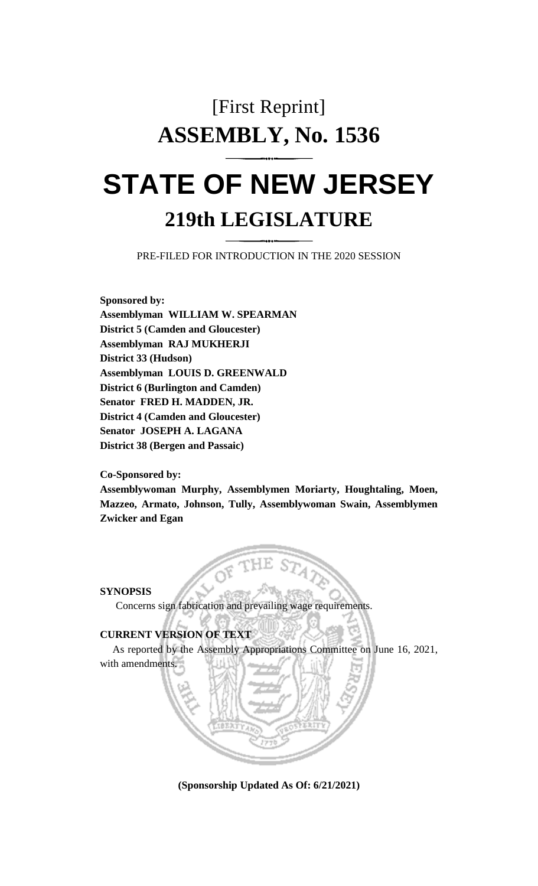[First Reprint]

# ASSEMBLY, No. 1536

# STATE OF NEW JERSEY

## 219th LEGISLATURE

PRE-FILED FOR INTRODUCTION IN THE 2020 SESSION

**Sponsored by:**
**Assemblyman WILLIAM W. SPEARMAN**
**District 5 (Camden and Gloucester)**
**Assemblyman RAJ MUKHERJI**
**District 33 (Hudson)**
**Assemblyman LOUIS D. GREENWALD**
**District 6 (Burlington and Camden)**
**Senator FRED H. MADDEN, JR.**
**District 4 (Camden and Gloucester)**
**Senator JOSEPH A. LAGANA**
**District 38 (Bergen and Passaic)**

**Co-Sponsored by:**
**Assemblywoman Murphy, Assemblymen Moriarty, Houghtaling, Moen, Mazzeo, Armato, Johnson, Tully, Assemblywoman Swain, Assemblymen Zwicker and Egan**

**SYNOPSIS**

Concerns sign fabrication and prevailing wage requirements.

**CURRENT VERSION OF TEXT**

As reported by the Assembly Appropriations Committee on June 16, 2021, with amendments.

**(Sponsorship Updated As Of: 6/21/2021)**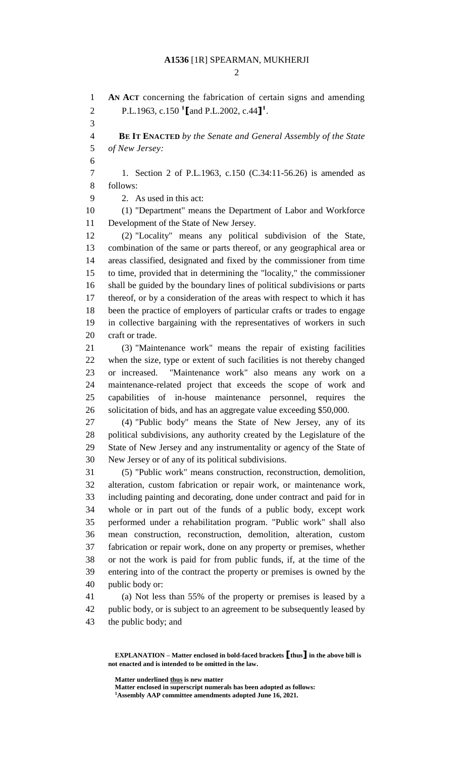**AN ACT** concerning the fabrication of certain signs and amending P.L.1963, c.150 [1]**[**and P.L.2002, c.44**]**[1].

**BE IT ENACTED** *by the Senate and General Assembly of the State of New Jersey:*

1. Section 2 of P.L.1963, c.150 (C.34:11-56.26) is amended as follows:

2. As used in this act:

(1) "Department" means the Department of Labor and Workforce Development of the State of New Jersey.

(2) "Locality" means any political subdivision of the State, combination of the same or parts thereof, or any geographical area or areas classified, designated and fixed by the commissioner from time to time, provided that in determining the "locality," the commissioner shall be guided by the boundary lines of political subdivisions or parts thereof, or by a consideration of the areas with respect to which it has been the practice of employers of particular crafts or trades to engage in collective bargaining with the representatives of workers in such craft or trade.

(3) "Maintenance work" means the repair of existing facilities when the size, type or extent of such facilities is not thereby changed or increased. "Maintenance work" also means any work on a maintenance-related project that exceeds the scope of work and capabilities of in-house maintenance personnel, requires the solicitation of bids, and has an aggregate value exceeding $50,000.

(4) "Public body" means the State of New Jersey, any of its political subdivisions, any authority created by the Legislature of the State of New Jersey and any instrumentality or agency of the State of New Jersey or of any of its political subdivisions.

(5) "Public work" means construction, reconstruction, demolition, alteration, custom fabrication or repair work, or maintenance work, including painting and decorating, done under contract and paid for in whole or in part out of the funds of a public body, except work performed under a rehabilitation program. "Public work" shall also mean construction, reconstruction, demolition, alteration, custom fabrication or repair work, done on any property or premises, whether or not the work is paid for from public funds, if, at the time of the entering into of the contract the property or premises is owned by the public body or:

(a) Not less than 55% of the property or premises is leased by a public body, or is subject to an agreement to be subsequently leased by the public body; and

**EXPLANATION – Matter enclosed in bold-faced brackets [thus] in the above bill is not enacted and is intended to be omitted in the law.**

**Matter underlined thus is new matter**
**Matter enclosed in superscript numerals has been adopted as follows:**
[1]**Assembly AAP committee amendments adopted June 16, 2021.**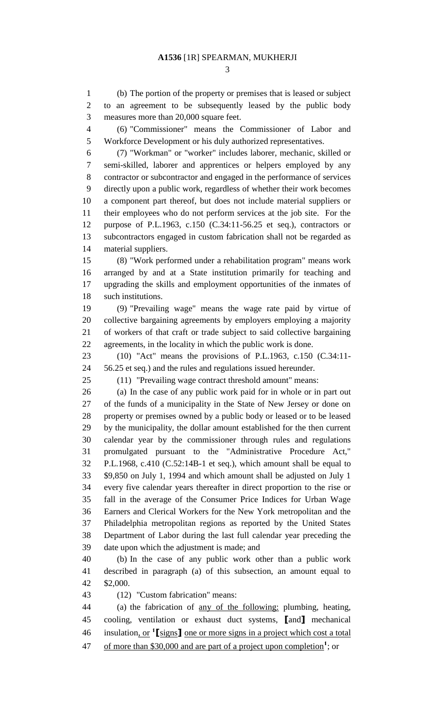(b) The portion of the property or premises that is leased or subject to an agreement to be subsequently leased by the public body measures more than 20,000 square feet.

(6) "Commissioner" means the Commissioner of Labor and Workforce Development or his duly authorized representatives.

(7) "Workman" or "worker" includes laborer, mechanic, skilled or semi-skilled, laborer and apprentices or helpers employed by any contractor or subcontractor and engaged in the performance of services directly upon a public work, regardless of whether their work becomes a component part thereof, but does not include material suppliers or their employees who do not perform services at the job site. For the purpose of P.L.1963, c.150 (C.34:11-56.25 et seq.), contractors or subcontractors engaged in custom fabrication shall not be regarded as material suppliers.

(8) "Work performed under a rehabilitation program" means work arranged by and at a State institution primarily for teaching and upgrading the skills and employment opportunities of the inmates of such institutions.

(9) "Prevailing wage" means the wage rate paid by virtue of collective bargaining agreements by employers employing a majority of workers of that craft or trade subject to said collective bargaining agreements, in the locality in which the public work is done.

(10) "Act" means the provisions of P.L.1963, c.150 (C.34:11-56.25 et seq.) and the rules and regulations issued hereunder.

(11) "Prevailing wage contract threshold amount" means:

(a) In the case of any public work paid for in whole or in part out of the funds of a municipality in the State of New Jersey or done on property or premises owned by a public body or leased or to be leased by the municipality, the dollar amount established for the then current calendar year by the commissioner through rules and regulations promulgated pursuant to the "Administrative Procedure Act," P.L.1968, c.410 (C.52:14B-1 et seq.), which amount shall be equal to $9,850 on July 1, 1994 and which amount shall be adjusted on July 1 every five calendar years thereafter in direct proportion to the rise or fall in the average of the Consumer Price Indices for Urban Wage Earners and Clerical Workers for the New York metropolitan and the Philadelphia metropolitan regions as reported by the United States Department of Labor during the last full calendar year preceding the date upon which the adjustment is made; and

(b) In the case of any public work other than a public work described in paragraph (a) of this subsection, an amount equal to $2,000.

(12) "Custom fabrication" means:

(a) the fabrication of any of the following: plumbing, heating, cooling, ventilation or exhaust duct systems, [and] mechanical insulation, or [1][signs] one or more signs in a project which cost a total of more than $30,000 and are part of a project upon completion[1]; or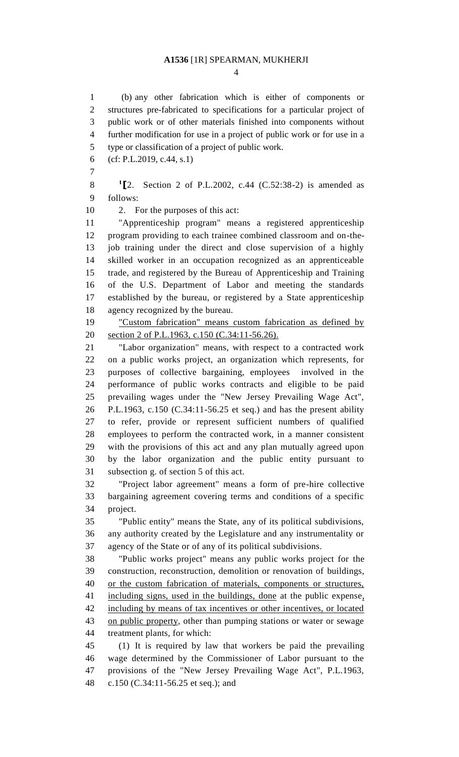(b) any other fabrication which is either of components or structures pre-fabricated to specifications for a particular project of public work or of other materials finished into components without further modification for use in a project of public work or for use in a type or classification of a project of public work.

(cf: P.L.2019, c.44, s.1)

[1][2. Section 2 of P.L.2002, c.44 (C.52:38-2) is amended as follows:

2. For the purposes of this act:

"Apprenticeship program" means a registered apprenticeship program providing to each trainee combined classroom and on-the-job training under the direct and close supervision of a highly skilled worker in an occupation recognized as an apprenticeable trade, and registered by the Bureau of Apprenticeship and Training of the U.S. Department of Labor and meeting the standards established by the bureau, or registered by a State apprenticeship agency recognized by the bureau.

<u>"Custom fabrication" means custom fabrication as defined by section 2 of P.L.1963, c.150 (C.34:11-56.26).</u>

"Labor organization" means, with respect to a contracted work on a public works project, an organization which represents, for purposes of collective bargaining, employees involved in the performance of public works contracts and eligible to be paid prevailing wages under the "New Jersey Prevailing Wage Act", P.L.1963, c.150 (C.34:11-56.25 et seq.) and has the present ability to refer, provide or represent sufficient numbers of qualified employees to perform the contracted work, in a manner consistent with the provisions of this act and any plan mutually agreed upon by the labor organization and the public entity pursuant to subsection g. of section 5 of this act.

"Project labor agreement" means a form of pre-hire collective bargaining agreement covering terms and conditions of a specific project.

"Public entity" means the State, any of its political subdivisions, any authority created by the Legislature and any instrumentality or agency of the State or of any of its political subdivisions.

"Public works project" means any public works project for the construction, reconstruction, demolition or renovation of buildings, <u>or the custom fabrication of materials, components or structures, including signs, used in the buildings, done</u> at the public expense<u>, including by means of tax incentives or other incentives, or located on public property</u>, other than pumping stations or water or sewage treatment plants, for which:

(1) It is required by law that workers be paid the prevailing wage determined by the Commissioner of Labor pursuant to the provisions of the "New Jersey Prevailing Wage Act", P.L.1963, c.150 (C.34:11-56.25 et seq.); and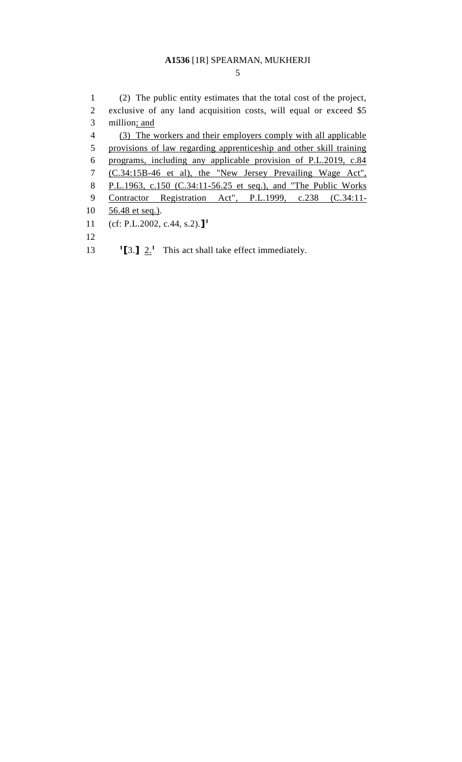(2) The public entity estimates that the total cost of the project, exclusive of any land acquisition costs, will equal or exceed $5 million; and

(3) The workers and their employers comply with all applicable provisions of law regarding apprenticeship and other skill training programs, including any applicable provision of P.L.2019, c.84 (C.34:15B-46 et al), the "New Jersey Prevailing Wage Act", P.L.1963, c.150 (C.34:11-56.25 et seq.), and "The Public Works Contractor Registration Act", P.L.1999, c.238 (C.34:11-56.48 et seq.).

(cf: P.L.2002, c.44, s.2).]¹

¹[3.] 2.¹ This act shall take effect immediately.